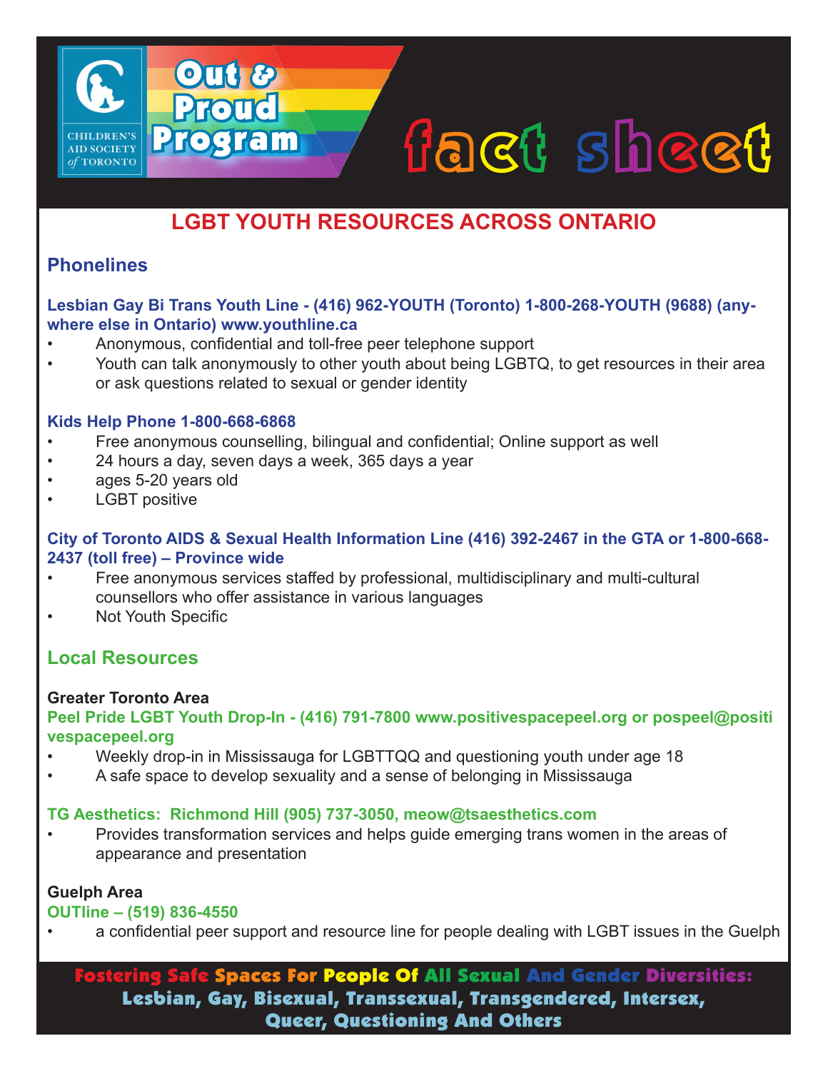CHILDREN'S AID SOCIETY *of* TORONTO

# Out & Proud Program

# fact sheet

## LGBT YOUTH RESOURCES ACROSS ONTARIO

### Phonelines

**Lesbian Gay Bi Trans Youth Line - (416) 962-YOUTH (Toronto) 1-800-268-YOUTH (9688) (anywhere else in Ontario) www.youthline.ca**

- Anonymous, confidential and toll-free peer telephone support
- Youth can talk anonymously to other youth about being LGBTQ, to get resources in their area or ask questions related to sexual or gender identity

**Kids Help Phone 1-800-668-6868**

- Free anonymous counselling, bilingual and confidential; Online support as well
- 24 hours a day, seven days a week, 365 days a year
- ages 5-20 years old
- LGBT positive

**City of Toronto AIDS & Sexual Health Information Line (416) 392-2467 in the GTA or 1-800-668-2437 (toll free) – Province wide**

- Free anonymous services staffed by professional, multidisciplinary and multi-cultural counsellors who offer assistance in various languages
- Not Youth Specific

### Local Resources

**Greater Toronto Area**

**Peel Pride LGBT Youth Drop-In - (416) 791-7800 www.positivespacepeel.org or pospeel@positivespacepeel.org**

- Weekly drop-in in Mississauga for LGBTTQQ and questioning youth under age 18
- A safe space to develop sexuality and a sense of belonging in Mississauga

**TG Aesthetics: Richmond Hill (905) 737-3050, meow@tsaesthetics.com**

- Provides transformation services and helps guide emerging trans women in the areas of appearance and presentation

**Guelph Area**

**OUTline – (519) 836-4550**

- a confidential peer support and resource line for people dealing with LGBT issues in the Guelph

**Fostering Safe Spaces For People Of All Sexual And Gender Diversities: Lesbian, Gay, Bisexual, Transsexual, Transgendered, Intersex, Queer, Questioning And Others**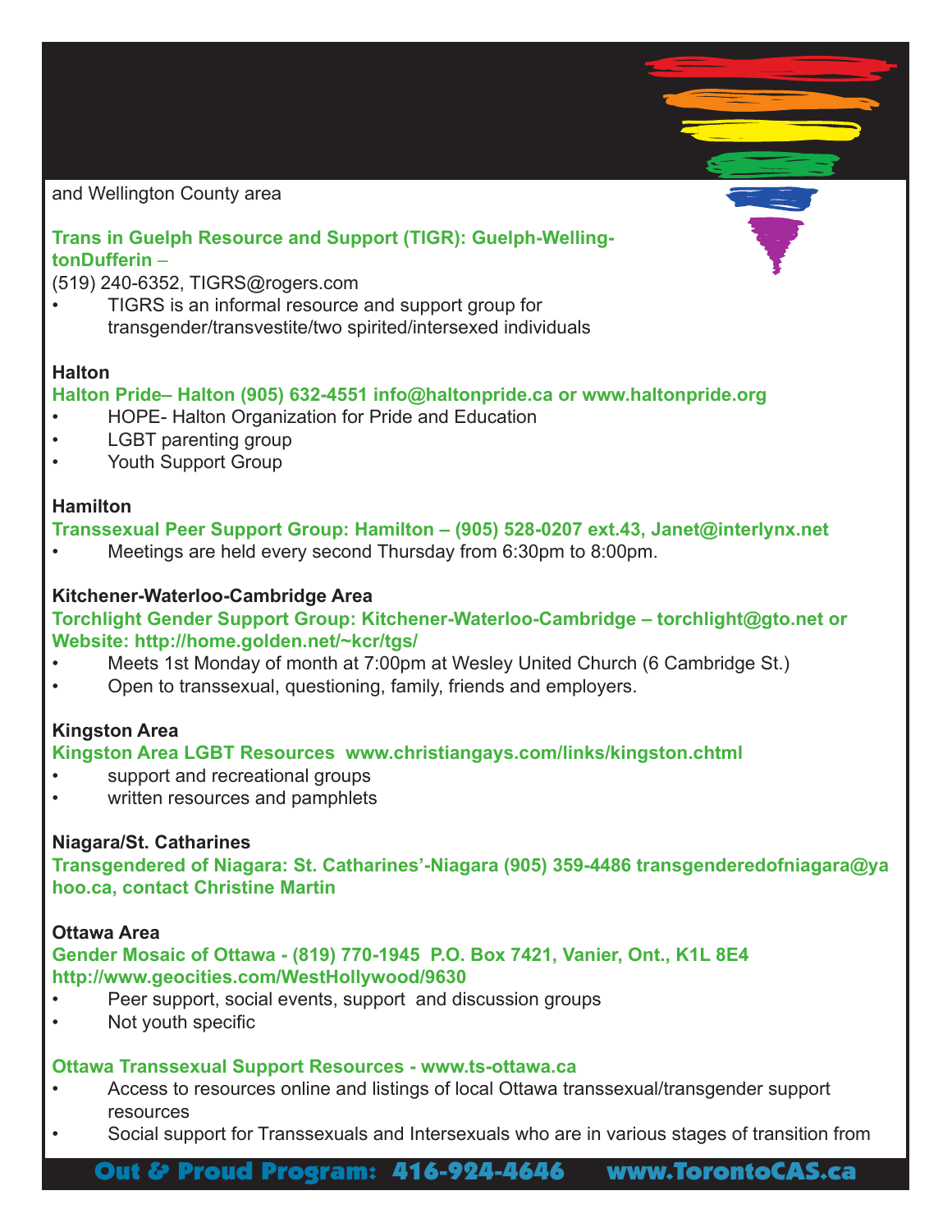and Wellington County area

**Trans in Guelph Resource and Support (TIGR): Guelph-Welling-tonDufferin** –
(519) 240-6352, TIGRS@rogers.com

- TIGRS is an informal resource and support group for transgender/transvestite/two spirited/intersexed individuals

**Halton**

**Halton Pride– Halton (905) 632-4551 info@haltonpride.ca or www.haltonpride.org**

- HOPE- Halton Organization for Pride and Education
- LGBT parenting group
- Youth Support Group

**Hamilton**

**Transsexual Peer Support Group: Hamilton – (905) 528-0207 ext.43, Janet@interlynx.net**

- Meetings are held every second Thursday from 6:30pm to 8:00pm.

**Kitchener-Waterloo-Cambridge Area**

**Torchlight Gender Support Group: Kitchener-Waterloo-Cambridge – torchlight@gto.net or Website: http://home.golden.net/~kcr/tgs/**

- Meets 1st Monday of month at 7:00pm at Wesley United Church (6 Cambridge St.)
- Open to transsexual, questioning, family, friends and employers.

**Kingston Area**

**Kingston Area LGBT Resources www.christiangays.com/links/kingston.chtml**

- support and recreational groups
- written resources and pamphlets

**Niagara/St. Catharines**

**Transgendered of Niagara: St. Catharines'-Niagara (905) 359-4486 transgenderedofniagara@yahoo.ca, contact Christine Martin**

**Ottawa Area**

**Gender Mosaic of Ottawa - (819) 770-1945 P.O. Box 7421, Vanier, Ont., K1L 8E4 http://www.geocities.com/WestHollywood/9630**

- Peer support, social events, support and discussion groups
- Not youth specific

**Ottawa Transsexual Support Resources - www.ts-ottawa.ca**

- Access to resources online and listings of local Ottawa transsexual/transgender support resources
- Social support for Transsexuals and Intersexuals who are in various stages of transition from

**Out & Proud Program: 416-924-4646 www.TorontoCAS.ca**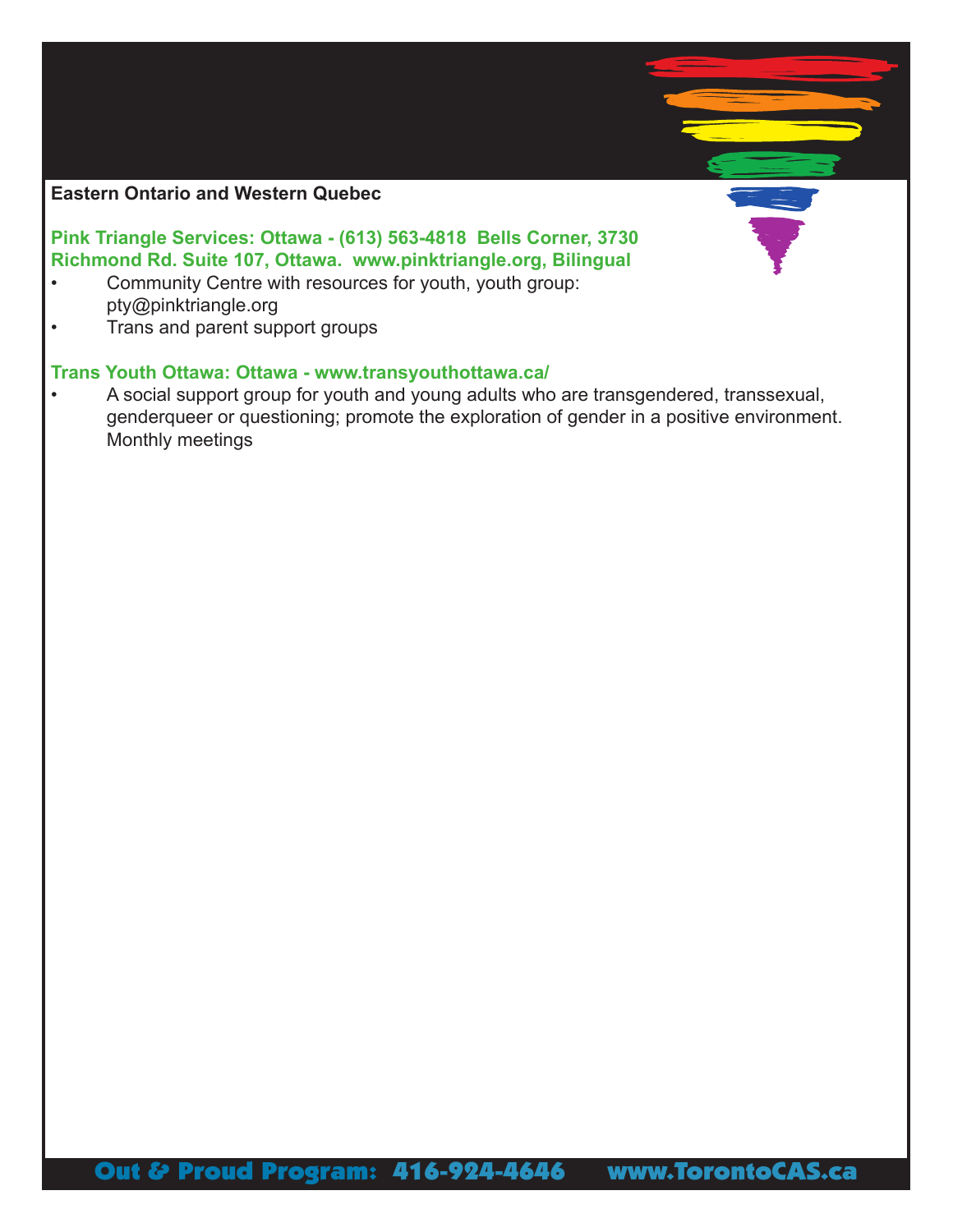**Eastern Ontario and Western Quebec**

**Pink Triangle Services: Ottawa - (613) 563-4818 Bells Corner, 3730 Richmond Rd. Suite 107, Ottawa. www.pinktriangle.org, Bilingual**

- Community Centre with resources for youth, youth group: pty@pinktriangle.org
- Trans and parent support groups

**Trans Youth Ottawa: Ottawa - www.transyouthottawa.ca/**

- A social support group for youth and young adults who are transgendered, transsexual, genderqueer or questioning; promote the exploration of gender in a positive environment. Monthly meetings

**Out & Proud Program: 416-924-4646 www.TorontoCAS.ca**